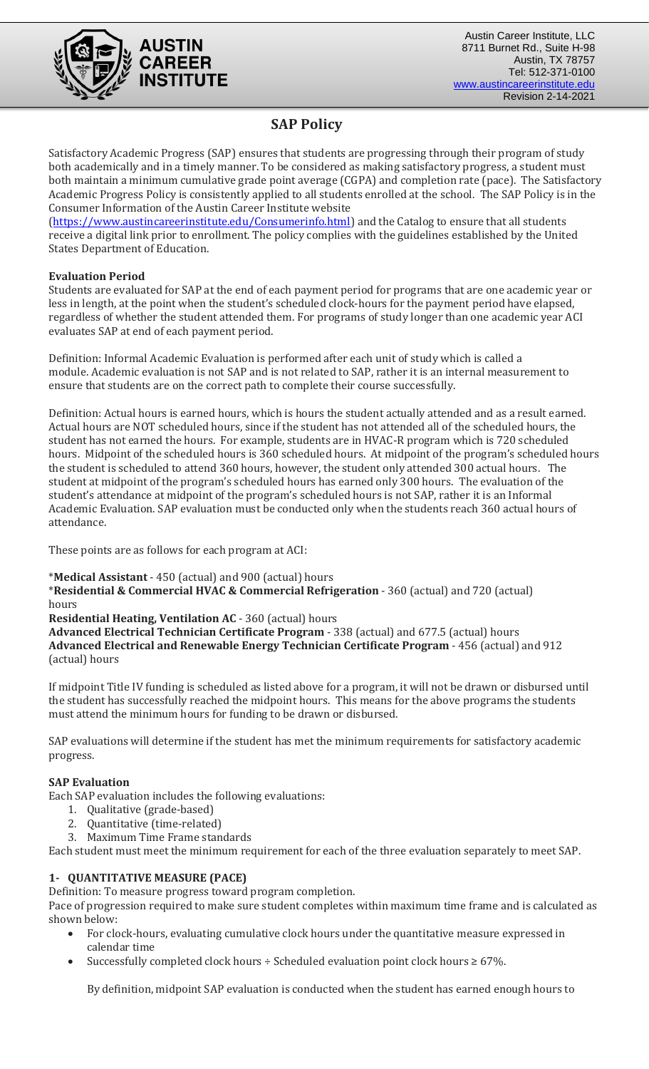Austin Career Institute, LLC
8711 Burnet Rd., Suite H-98
Austin, TX 78757
Tel: 512-371-0100
www.austincareerinstitute.edu
Revision 2-14-2021

# SAP Policy

Satisfactory Academic Progress (SAP) ensures that students are progressing through their program of study both academically and in a timely manner. To be considered as making satisfactory progress, a student must both maintain a minimum cumulative grade point average (CGPA) and completion rate (pace). The Satisfactory Academic Progress Policy is consistently applied to all students enrolled at the school. The SAP Policy is in the Consumer Information of the Austin Career Institute website (https://www.austincareerinstitute.edu/Consumerinfo.html) and the Catalog to ensure that all students receive a digital link prior to enrollment. The policy complies with the guidelines established by the United States Department of Education.

**Evaluation Period**

Students are evaluated for SAP at the end of each payment period for programs that are one academic year or less in length, at the point when the student's scheduled clock-hours for the payment period have elapsed, regardless of whether the student attended them. For programs of study longer than one academic year ACI evaluates SAP at end of each payment period.

Definition: Informal Academic Evaluation is performed after each unit of study which is called a module. Academic evaluation is not SAP and is not related to SAP, rather it is an internal measurement to ensure that students are on the correct path to complete their course successfully.

Definition: Actual hours is earned hours, which is hours the student actually attended and as a result earned. Actual hours are NOT scheduled hours, since if the student has not attended all of the scheduled hours, the student has not earned the hours. For example, students are in HVAC-R program which is 720 scheduled hours. Midpoint of the scheduled hours is 360 scheduled hours. At midpoint of the program's scheduled hours the student is scheduled to attend 360 hours, however, the student only attended 300 actual hours. The student at midpoint of the program's scheduled hours has earned only 300 hours. The evaluation of the student's attendance at midpoint of the program's scheduled hours is not SAP, rather it is an Informal Academic Evaluation. SAP evaluation must be conducted only when the students reach 360 actual hours of attendance.

These points are as follows for each program at ACI:

\***Medical Assistant** - 450 (actual) and 900 (actual) hours
\***Residential & Commercial HVAC & Commercial Refrigeration** - 360 (actual) and 720 (actual) hours
**Residential Heating, Ventilation AC** - 360 (actual) hours
**Advanced Electrical Technician Certificate Program** - 338 (actual) and 677.5 (actual) hours
**Advanced Electrical and Renewable Energy Technician Certificate Program** - 456 (actual) and 912 (actual) hours

If midpoint Title IV funding is scheduled as listed above for a program, it will not be drawn or disbursed until the student has successfully reached the midpoint hours. This means for the above programs the students must attend the minimum hours for funding to be drawn or disbursed.

SAP evaluations will determine if the student has met the minimum requirements for satisfactory academic progress.

**SAP Evaluation**

Each SAP evaluation includes the following evaluations:

1. Qualitative (grade-based)
2. Quantitative (time-related)
3. Maximum Time Frame standards

Each student must meet the minimum requirement for each of the three evaluation separately to meet SAP.

**1- QUANTITATIVE MEASURE (PACE)**

Definition: To measure progress toward program completion.
Pace of progression required to make sure student completes within maximum time frame and is calculated as shown below:

- For clock-hours, evaluating cumulative clock hours under the quantitative measure expressed in calendar time
- Successfully completed clock hours ÷ Scheduled evaluation point clock hours ≥ 67%.

By definition, midpoint SAP evaluation is conducted when the student has earned enough hours to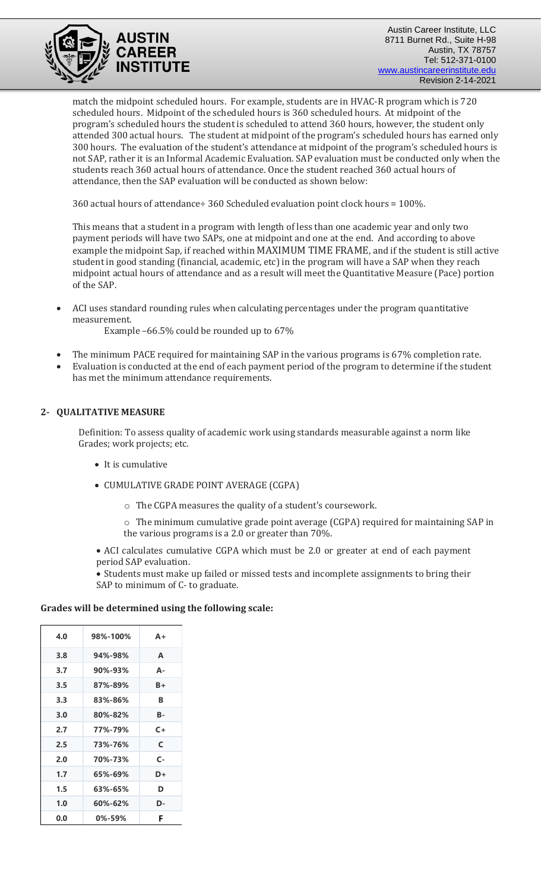match the midpoint scheduled hours. For example, students are in HVAC-R program which is 720 scheduled hours. Midpoint of the scheduled hours is 360 scheduled hours. At midpoint of the program's scheduled hours the student is scheduled to attend 360 hours, however, the student only attended 300 actual hours. The student at midpoint of the program's scheduled hours has earned only 300 hours. The evaluation of the student's attendance at midpoint of the program's scheduled hours is not SAP, rather it is an Informal Academic Evaluation. SAP evaluation must be conducted only when the students reach 360 actual hours of attendance. Once the student reached 360 actual hours of attendance, then the SAP evaluation will be conducted as shown below:

360 actual hours of attendance÷ 360 Scheduled evaluation point clock hours = 100%.

This means that a student in a program with length of less than one academic year and only two payment periods will have two SAPs, one at midpoint and one at the end. And according to above example the midpoint Sap, if reached within MAXIMUM TIME FRAME, and if the student is still active student in good standing (financial, academic, etc) in the program will have a SAP when they reach midpoint actual hours of attendance and as a result will meet the Quantitative Measure (Pace) portion of the SAP.

- ACI uses standard rounding rules when calculating percentages under the program quantitative measurement.
  Example –66.5% could be rounded up to 67%
- The minimum PACE required for maintaining SAP in the various programs is 67% completion rate.
- Evaluation is conducted at the end of each payment period of the program to determine if the student has met the minimum attendance requirements.

## 2- QUALITATIVE MEASURE

Definition: To assess quality of academic work using standards measurable against a norm like Grades; work projects; etc.

- It is cumulative
- CUMULATIVE GRADE POINT AVERAGE (CGPA)
  - The CGPA measures the quality of a student's coursework.
  - The minimum cumulative grade point average (CGPA) required for maintaining SAP in the various programs is a 2.0 or greater than 70%.
- ACI calculates cumulative CGPA which must be 2.0 or greater at end of each payment period SAP evaluation.
- Students must make up failed or missed tests and incomplete assignments to bring their SAP to minimum of C- to graduate.

**Grades will be determined using the following scale:**

| 4.0 | 98%-100% | A+ |
|---|---|---|
| 3.8 | 94%-98% | A |
| 3.7 | 90%-93% | A- |
| 3.5 | 87%-89% | B+ |
| 3.3 | 83%-86% | B |
| 3.0 | 80%-82% | B- |
| 2.7 | 77%-79% | C+ |
| 2.5 | 73%-76% | C |
| 2.0 | 70%-73% | C- |
| 1.7 | 65%-69% | D+ |
| 1.5 | 63%-65% | D |
| 1.0 | 60%-62% | D- |
| 0.0 | 0%-59% | F |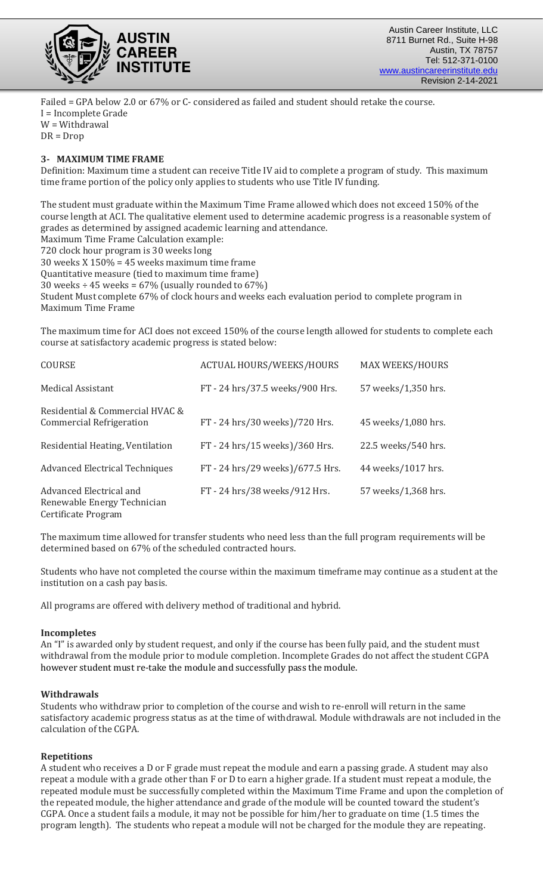Failed = GPA below 2.0 or 67% or C- considered as failed and student should retake the course.
I = Incomplete Grade
W = Withdrawal
DR = Drop

## 3- MAXIMUM TIME FRAME

Definition: Maximum time a student can receive Title IV aid to complete a program of study. This maximum time frame portion of the policy only applies to students who use Title IV funding.

The student must graduate within the Maximum Time Frame allowed which does not exceed 150% of the course length at ACI. The qualitative element used to determine academic progress is a reasonable system of grades as determined by assigned academic learning and attendance.
Maximum Time Frame Calculation example:
720 clock hour program is 30 weeks long
30 weeks X 150% = 45 weeks maximum time frame
Quantitative measure (tied to maximum time frame)
30 weeks ÷ 45 weeks = 67% (usually rounded to 67%)
Student Must complete 67% of clock hours and weeks each evaluation period to complete program in Maximum Time Frame

The maximum time for ACI does not exceed 150% of the course length allowed for students to complete each course at satisfactory academic progress is stated below:

| COURSE | ACTUAL HOURS/WEEKS/HOURS | MAX WEEKS/HOURS |
|---|---|---|
| Medical Assistant | FT - 24 hrs/37.5 weeks/900 Hrs. | 57 weeks/1,350 hrs. |
| Residential & Commercial HVAC & Commercial Refrigeration | FT - 24 hrs/30 weeks)/720 Hrs. | 45 weeks/1,080 hrs. |
| Residential Heating, Ventilation | FT - 24 hrs/15 weeks)/360 Hrs. | 22.5 weeks/540 hrs. |
| Advanced Electrical Techniques | FT - 24 hrs/29 weeks)/677.5 Hrs. | 44 weeks/1017 hrs. |
| Advanced Electrical and Renewable Energy Technician Certificate Program | FT - 24 hrs/38 weeks/912 Hrs. | 57 weeks/1,368 hrs. |

The maximum time allowed for transfer students who need less than the full program requirements will be determined based on 67% of the scheduled contracted hours.

Students who have not completed the course within the maximum timeframe may continue as a student at the institution on a cash pay basis.

All programs are offered with delivery method of traditional and hybrid.

### Incompletes

An "I" is awarded only by student request, and only if the course has been fully paid, and the student must withdrawal from the module prior to module completion. Incomplete Grades do not affect the student CGPA however student must re-take the module and successfully pass the module.

### Withdrawals

Students who withdraw prior to completion of the course and wish to re-enroll will return in the same satisfactory academic progress status as at the time of withdrawal. Module withdrawals are not included in the calculation of the CGPA.

### Repetitions

A student who receives a D or F grade must repeat the module and earn a passing grade. A student may also repeat a module with a grade other than F or D to earn a higher grade. If a student must repeat a module, the repeated module must be successfully completed within the Maximum Time Frame and upon the completion of the repeated module, the higher attendance and grade of the module will be counted toward the student's CGPA. Once a student fails a module, it may not be possible for him/her to graduate on time (1.5 times the program length). The students who repeat a module will not be charged for the module they are repeating.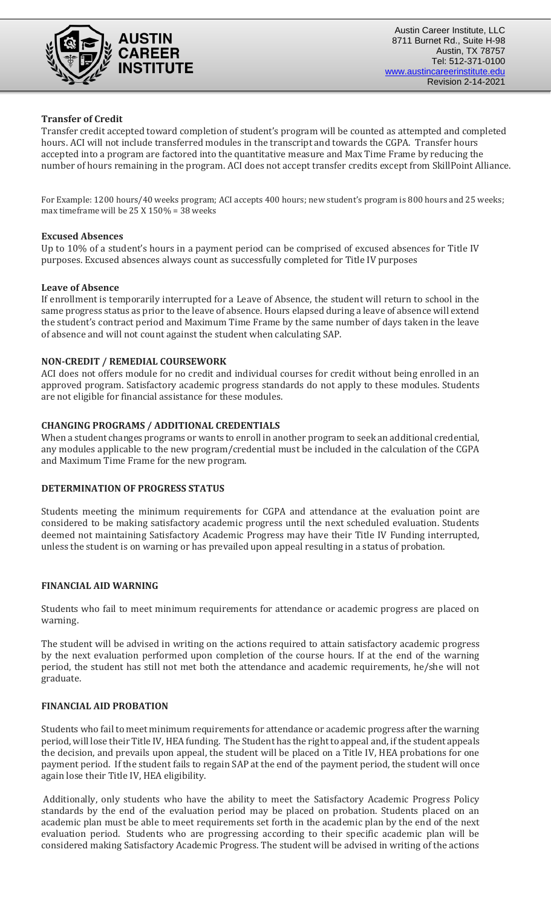**Transfer of Credit**

Transfer credit accepted toward completion of student's program will be counted as attempted and completed hours. ACI will not include transferred modules in the transcript and towards the CGPA. Transfer hours accepted into a program are factored into the quantitative measure and Max Time Frame by reducing the number of hours remaining in the program. ACI does not accept transfer credits except from SkillPoint Alliance.

For Example: 1200 hours/40 weeks program; ACI accepts 400 hours; new student's program is 800 hours and 25 weeks; max timeframe will be 25 X 150% = 38 weeks

**Excused Absences**

Up to 10% of a student's hours in a payment period can be comprised of excused absences for Title IV purposes. Excused absences always count as successfully completed for Title IV purposes

**Leave of Absence**

If enrollment is temporarily interrupted for a Leave of Absence, the student will return to school in the same progress status as prior to the leave of absence. Hours elapsed during a leave of absence will extend the student's contract period and Maximum Time Frame by the same number of days taken in the leave of absence and will not count against the student when calculating SAP.

**NON-CREDIT / REMEDIAL COURSEWORK**

ACI does not offers module for no credit and individual courses for credit without being enrolled in an approved program. Satisfactory academic progress standards do not apply to these modules. Students are not eligible for financial assistance for these modules.

**CHANGING PROGRAMS / ADDITIONAL CREDENTIALS**

When a student changes programs or wants to enroll in another program to seek an additional credential, any modules applicable to the new program/credential must be included in the calculation of the CGPA and Maximum Time Frame for the new program.

**DETERMINATION OF PROGRESS STATUS**

Students meeting the minimum requirements for CGPA and attendance at the evaluation point are considered to be making satisfactory academic progress until the next scheduled evaluation. Students deemed not maintaining Satisfactory Academic Progress may have their Title IV Funding interrupted, unless the student is on warning or has prevailed upon appeal resulting in a status of probation.

**FINANCIAL AID WARNING**

Students who fail to meet minimum requirements for attendance or academic progress are placed on warning.

The student will be advised in writing on the actions required to attain satisfactory academic progress by the next evaluation performed upon completion of the course hours. If at the end of the warning period, the student has still not met both the attendance and academic requirements, he/she will not graduate.

**FINANCIAL AID PROBATION**

Students who fail to meet minimum requirements for attendance or academic progress after the warning period, will lose their Title IV, HEA funding. The Student has the right to appeal and, if the student appeals the decision, and prevails upon appeal, the student will be placed on a Title IV, HEA probations for one payment period. If the student fails to regain SAP at the end of the payment period, the student will once again lose their Title IV, HEA eligibility.

Additionally, only students who have the ability to meet the Satisfactory Academic Progress Policy standards by the end of the evaluation period may be placed on probation. Students placed on an academic plan must be able to meet requirements set forth in the academic plan by the end of the next evaluation period. Students who are progressing according to their specific academic plan will be considered making Satisfactory Academic Progress. The student will be advised in writing of the actions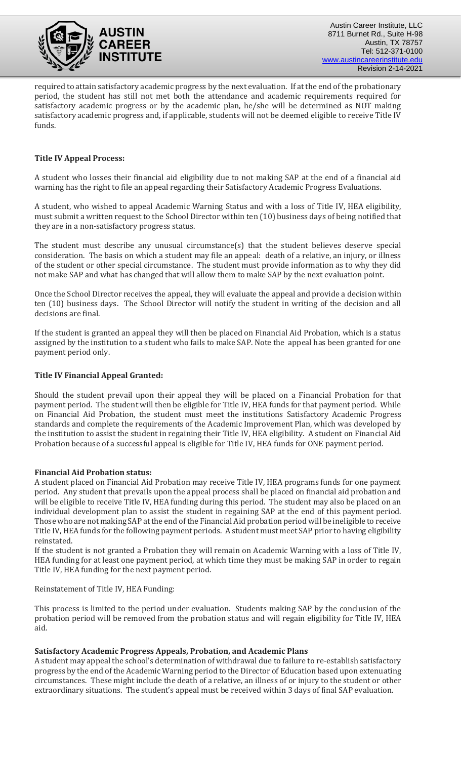required to attain satisfactory academic progress by the next evaluation. If at the end of the probationary period, the student has still not met both the attendance and academic requirements required for satisfactory academic progress or by the academic plan, he/she will be determined as NOT making satisfactory academic progress and, if applicable, students will not be deemed eligible to receive Title IV funds.

**Title IV Appeal Process:**

A student who losses their financial aid eligibility due to not making SAP at the end of a financial aid warning has the right to file an appeal regarding their Satisfactory Academic Progress Evaluations.

A student, who wished to appeal Academic Warning Status and with a loss of Title IV, HEA eligibility, must submit a written request to the School Director within ten (10) business days of being notified that they are in a non-satisfactory progress status.

The student must describe any unusual circumstance(s) that the student believes deserve special consideration. The basis on which a student may file an appeal: death of a relative, an injury, or illness of the student or other special circumstance. The student must provide information as to why they did not make SAP and what has changed that will allow them to make SAP by the next evaluation point.

Once the School Director receives the appeal, they will evaluate the appeal and provide a decision within ten (10) business days. The School Director will notify the student in writing of the decision and all decisions are final.

If the student is granted an appeal they will then be placed on Financial Aid Probation, which is a status assigned by the institution to a student who fails to make SAP. Note the appeal has been granted for one payment period only.

**Title IV Financial Appeal Granted:**

Should the student prevail upon their appeal they will be placed on a Financial Probation for that payment period. The student will then be eligible for Title IV, HEA funds for that payment period. While on Financial Aid Probation, the student must meet the institutions Satisfactory Academic Progress standards and complete the requirements of the Academic Improvement Plan, which was developed by the institution to assist the student in regaining their Title IV, HEA eligibility. A student on Financial Aid Probation because of a successful appeal is eligible for Title IV, HEA funds for ONE payment period.

**Financial Aid Probation status:**

A student placed on Financial Aid Probation may receive Title IV, HEA programs funds for one payment period. Any student that prevails upon the appeal process shall be placed on financial aid probation and will be eligible to receive Title IV, HEA funding during this period. The student may also be placed on an individual development plan to assist the student in regaining SAP at the end of this payment period. Those who are not making SAP at the end of the Financial Aid probation period will be ineligible to receive Title IV, HEA funds for the following payment periods. A student must meet SAP prior to having eligibility reinstated.

If the student is not granted a Probation they will remain on Academic Warning with a loss of Title IV, HEA funding for at least one payment period, at which time they must be making SAP in order to regain Title IV, HEA funding for the next payment period.

Reinstatement of Title IV, HEA Funding:

This process is limited to the period under evaluation. Students making SAP by the conclusion of the probation period will be removed from the probation status and will regain eligibility for Title IV, HEA aid.

**Satisfactory Academic Progress Appeals, Probation, and Academic Plans**

A student may appeal the school's determination of withdrawal due to failure to re-establish satisfactory progress by the end of the Academic Warning period to the Director of Education based upon extenuating circumstances. These might include the death of a relative, an illness of or injury to the student or other extraordinary situations. The student's appeal must be received within 3 days of final SAP evaluation.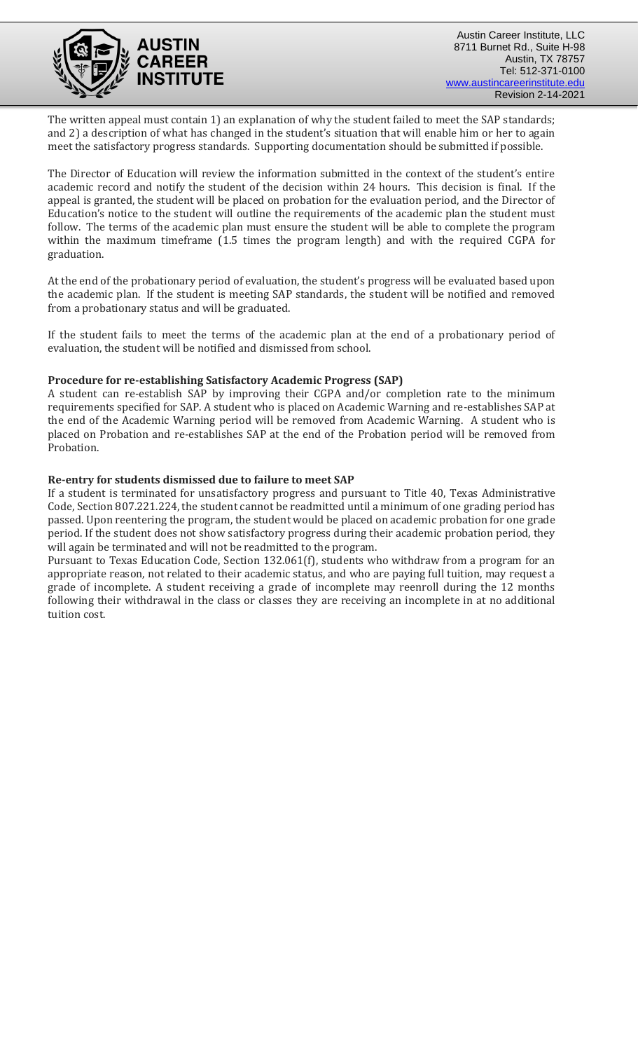The written appeal must contain 1) an explanation of why the student failed to meet the SAP standards; and 2) a description of what has changed in the student's situation that will enable him or her to again meet the satisfactory progress standards. Supporting documentation should be submitted if possible.

The Director of Education will review the information submitted in the context of the student's entire academic record and notify the student of the decision within 24 hours. This decision is final. If the appeal is granted, the student will be placed on probation for the evaluation period, and the Director of Education's notice to the student will outline the requirements of the academic plan the student must follow. The terms of the academic plan must ensure the student will be able to complete the program within the maximum timeframe (1.5 times the program length) and with the required CGPA for graduation.

At the end of the probationary period of evaluation, the student's progress will be evaluated based upon the academic plan. If the student is meeting SAP standards, the student will be notified and removed from a probationary status and will be graduated.

If the student fails to meet the terms of the academic plan at the end of a probationary period of evaluation, the student will be notified and dismissed from school.

**Procedure for re-establishing Satisfactory Academic Progress (SAP)**

A student can re-establish SAP by improving their CGPA and/or completion rate to the minimum requirements specified for SAP. A student who is placed on Academic Warning and re-establishes SAP at the end of the Academic Warning period will be removed from Academic Warning. A student who is placed on Probation and re-establishes SAP at the end of the Probation period will be removed from Probation.

**Re-entry for students dismissed due to failure to meet SAP**

If a student is terminated for unsatisfactory progress and pursuant to Title 40, Texas Administrative Code, Section 807.221.224, the student cannot be readmitted until a minimum of one grading period has passed. Upon reentering the program, the student would be placed on academic probation for one grade period. If the student does not show satisfactory progress during their academic probation period, they will again be terminated and will not be readmitted to the program.

Pursuant to Texas Education Code, Section 132.061(f), students who withdraw from a program for an appropriate reason, not related to their academic status, and who are paying full tuition, may request a grade of incomplete. A student receiving a grade of incomplete may reenroll during the 12 months following their withdrawal in the class or classes they are receiving an incomplete in at no additional tuition cost.